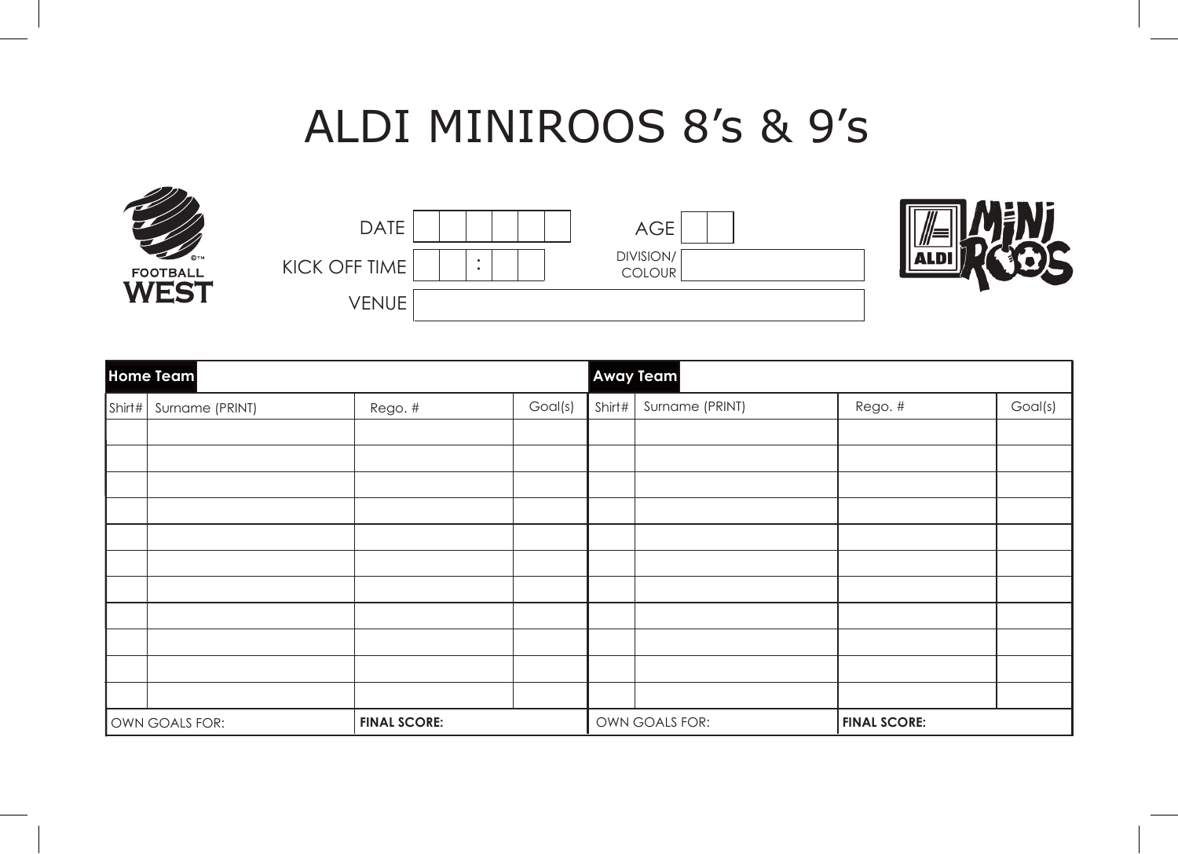# ALDI MINIROOS 8's & 9's

FOOTBALL WEST

DATE: | | | | | | |

KICK OFF TIME: | | | : | | |

VENUE:

AGE: | | |

DIVISION/ COLOUR:

ALDI MINI ROOS

| **Home Team** | | | | **Away Team** | | | |
|---|---|---|---|---|---|---|---|
| Shirt# | Surname (PRINT) | Rego. # | Goal(s) | Shirt# | Surname (PRINT) | Rego. # | Goal(s) |
| | | | | | | | |
| | | | | | | | |
| | | | | | | | |
| | | | | | | | |
| | | | | | | | |
| | | | | | | | |
| | | | | | | | |
| | | | | | | | |
| | | | | | | | |
| | | | | | | | |
| | | | | | | | |
| OWN GOALS FOR: | | **FINAL SCORE:** | | OWN GOALS FOR: | | **FINAL SCORE:** | |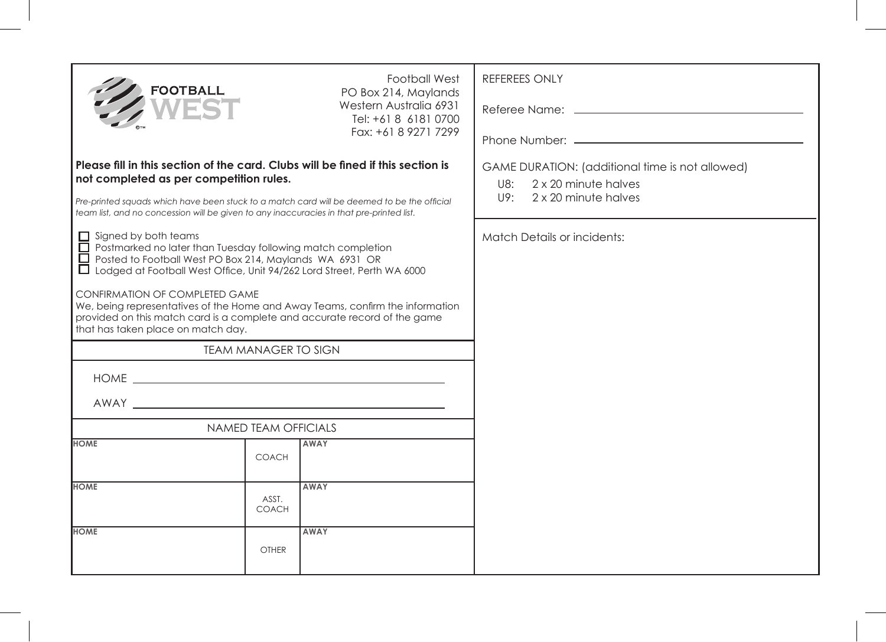FOOTBALL WEST

Football West
PO Box 214, Maylands
Western Australia 6931
Tel: +61 8 6181 0700
Fax: +61 8 9271 7299

**Please fill in this section of the card. Clubs will be fined if this section is not completed as per competition rules.**

*Pre-printed squads which have been stuck to a match card will be deemed to be the official team list, and no concession will be given to any inaccuracies in that pre-printed list.*

- ☐ Signed by both teams
- ☐ Postmarked no later than Tuesday following match completion
- ☐ Posted to Football West PO Box 214, Maylands WA 6931 OR
- ☐ Lodged at Football West Office, Unit 94/262 Lord Street, Perth WA 6000

CONFIRMATION OF COMPLETED GAME
We, being representatives of the Home and Away Teams, confirm the information provided on this match card is a complete and accurate record of the game that has taken place on match day.

## TEAM MANAGER TO SIGN

HOME ______________________________

AWAY ______________________________

## NAMED TEAM OFFICIALS

| | | |
|---|---|---|
| **HOME** | COACH | **AWAY** |
| **HOME** | ASST. COACH | **AWAY** |
| **HOME** | OTHER | **AWAY** |

REFEREES ONLY

Referee Name: ______________________________

Phone Number: ______________________________

GAME DURATION: (additional time is not allowed)

U8: 2 x 20 minute halves
U9: 2 x 20 minute halves

Match Details or incidents: